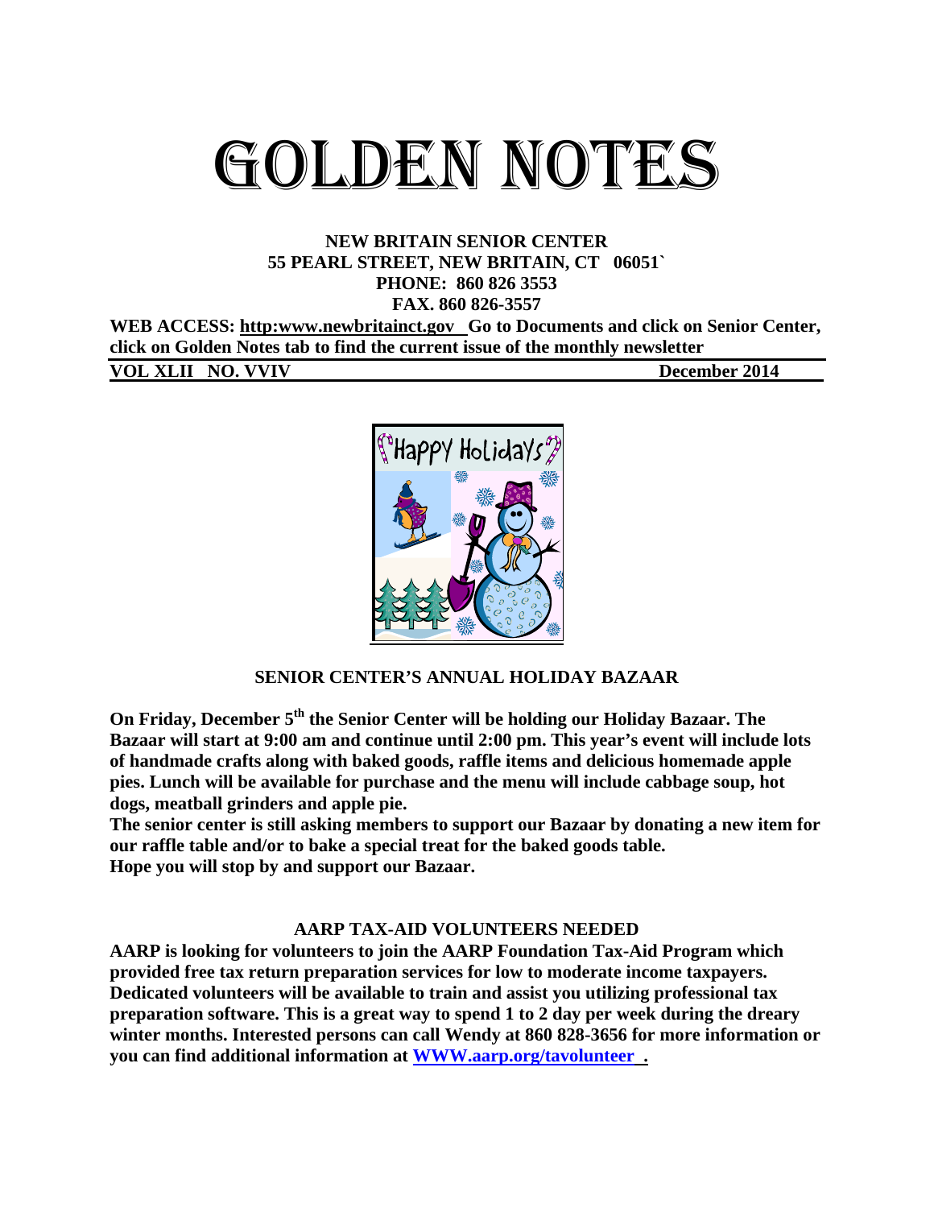# GOLDEN NOTES

**NEW BRITAIN SENIOR CENTER**
**55 PEARL STREET, NEW BRITAIN, CT 06051`**
**PHONE: 860 826 3553**
**FAX. 860 826-3557**

**WEB ACCESS: http:www.newbritainct.gov Go to Documents and click on Senior Center, click on Golden Notes tab to find the current issue of the monthly newsletter**

**VOL XLII NO. VVIV** **December 2014**

## SENIOR CENTER'S ANNUAL HOLIDAY BAZAAR

**On Friday, December 5th the Senior Center will be holding our Holiday Bazaar. The Bazaar will start at 9:00 am and continue until 2:00 pm. This year's event will include lots of handmade crafts along with baked goods, raffle items and delicious homemade apple pies. Lunch will be available for purchase and the menu will include cabbage soup, hot dogs, meatball grinders and apple pie.**

**The senior center is still asking members to support our Bazaar by donating a new item for our raffle table and/or to bake a special treat for the baked goods table.**

**Hope you will stop by and support our Bazaar.**

## AARP TAX-AID VOLUNTEERS NEEDED

**AARP is looking for volunteers to join the AARP Foundation Tax-Aid Program which provided free tax return preparation services for low to moderate income taxpayers. Dedicated volunteers will be available to train and assist you utilizing professional tax preparation software. This is a great way to spend 1 to 2 day per week during the dreary winter months. Interested persons can call Wendy at 860 828-3656 for more information or you can find additional information at WWW.aarp.org/tavolunteer .**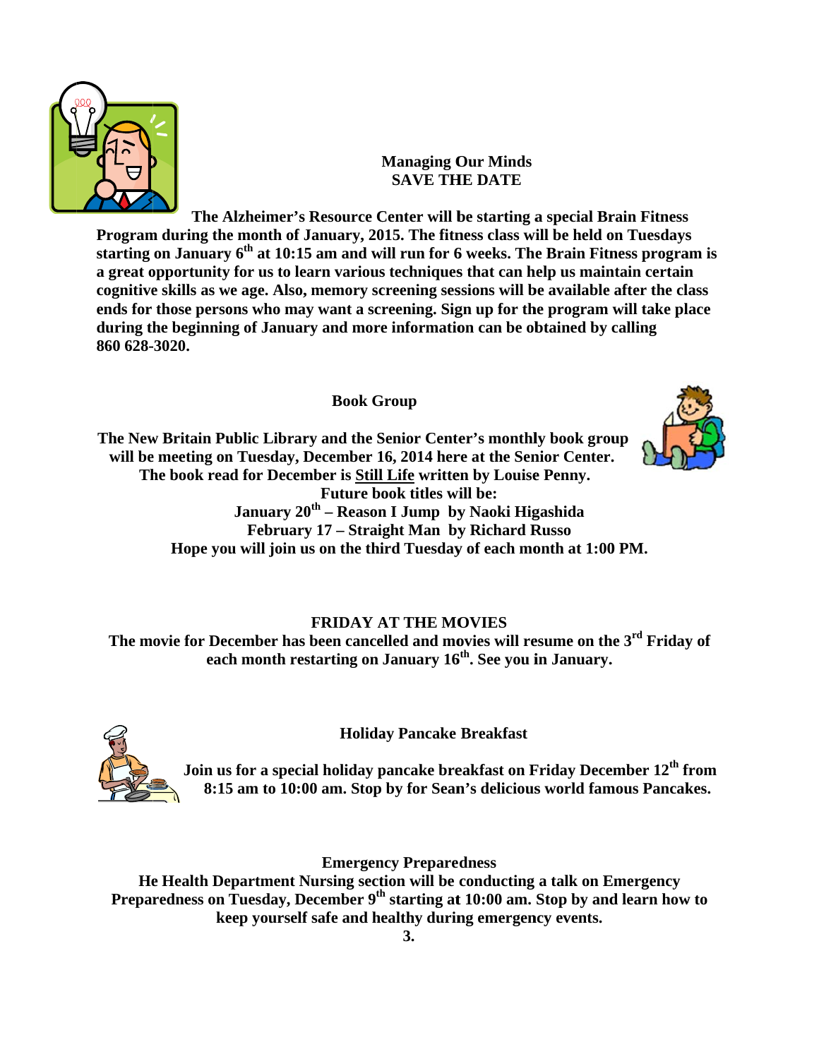## Managing Our Minds
## SAVE THE DATE

**The Alzheimer's Resource Center will be starting a special Brain Fitness Program during the month of January, 2015. The fitness class will be held on Tuesdays starting on January 6th at 10:15 am and will run for 6 weeks. The Brain Fitness program is a great opportunity for us to learn various techniques that can help us maintain certain cognitive skills as we age. Also, memory screening sessions will be available after the class ends for those persons who may want a screening. Sign up for the program will take place during the beginning of January and more information can be obtained by calling 860 628-3020.**

## Book Group

**The New Britain Public Library and the Senior Center's monthly book group will be meeting on Tuesday, December 16, 2014 here at the Senior Center.**
**The book read for December is <u>Still Life</u> written by Louise Penny.**
**Future book titles will be:**
**January 20th – Reason I Jump by Naoki Higashida**
**February 17 – Straight Man by Richard Russo**
**Hope you will join us on the third Tuesday of each month at 1:00 PM.**

## FRIDAY AT THE MOVIES

**The movie for December has been cancelled and movies will resume on the 3rd Friday of each month restarting on January 16th. See you in January.**

## Holiday Pancake Breakfast

**Join us for a special holiday pancake breakfast on Friday December 12th from 8:15 am to 10:00 am. Stop by for Sean's delicious world famous Pancakes.**

## Emergency Preparedness

**He Health Department Nursing section will be conducting a talk on Emergency Preparedness on Tuesday, December 9th starting at 10:00 am. Stop by and learn how to keep yourself safe and healthy during emergency events.**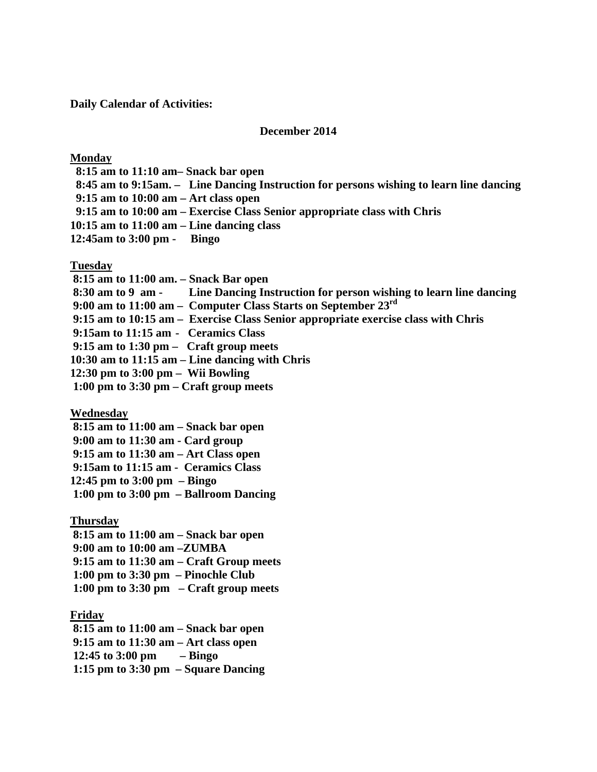**Daily Calendar of Activities:**

**December 2014**

**<u>Monday</u>**

**8:15 am to 11:10 am– Snack bar open**
**8:45 am to 9:15am. – Line Dancing Instruction for persons wishing to learn line dancing**
**9:15 am to 10:00 am – Art class open**
**9:15 am to 10:00 am – Exercise Class Senior appropriate class with Chris**
**10:15 am to 11:00 am – Line dancing class**
**12:45am to 3:00 pm - Bingo**

**<u>Tuesday</u>**

**8:15 am to 11:00 am. – Snack Bar open**
**8:30 am to 9 am - Line Dancing Instruction for person wishing to learn line dancing**
**9:00 am to 11:00 am – Computer Class Starts on September 23rd**
**9:15 am to 10:15 am – Exercise Class Senior appropriate exercise class with Chris**
**9:15am to 11:15 am - Ceramics Class**
**9:15 am to 1:30 pm – Craft group meets**
**10:30 am to 11:15 am – Line dancing with Chris**
**12:30 pm to 3:00 pm – Wii Bowling**
**1:00 pm to 3:30 pm – Craft group meets**

**<u>Wednesday</u>**

**8:15 am to 11:00 am – Snack bar open**
**9:00 am to 11:30 am - Card group**
**9:15 am to 11:30 am – Art Class open**
**9:15am to 11:15 am - Ceramics Class**
**12:45 pm to 3:00 pm – Bingo**
**1:00 pm to 3:00 pm – Ballroom Dancing**

**<u>Thursday</u>**

**8:15 am to 11:00 am – Snack bar open**
**9:00 am to 10:00 am –ZUMBA**
**9:15 am to 11:30 am – Craft Group meets**
**1:00 pm to 3:30 pm – Pinochle Club**
**1:00 pm to 3:30 pm – Craft group meets**

**<u>Friday</u>**

**8:15 am to 11:00 am – Snack bar open**
**9:15 am to 11:30 am – Art class open**
**12:45 to 3:00 pm – Bingo**
**1:15 pm to 3:30 pm – Square Dancing**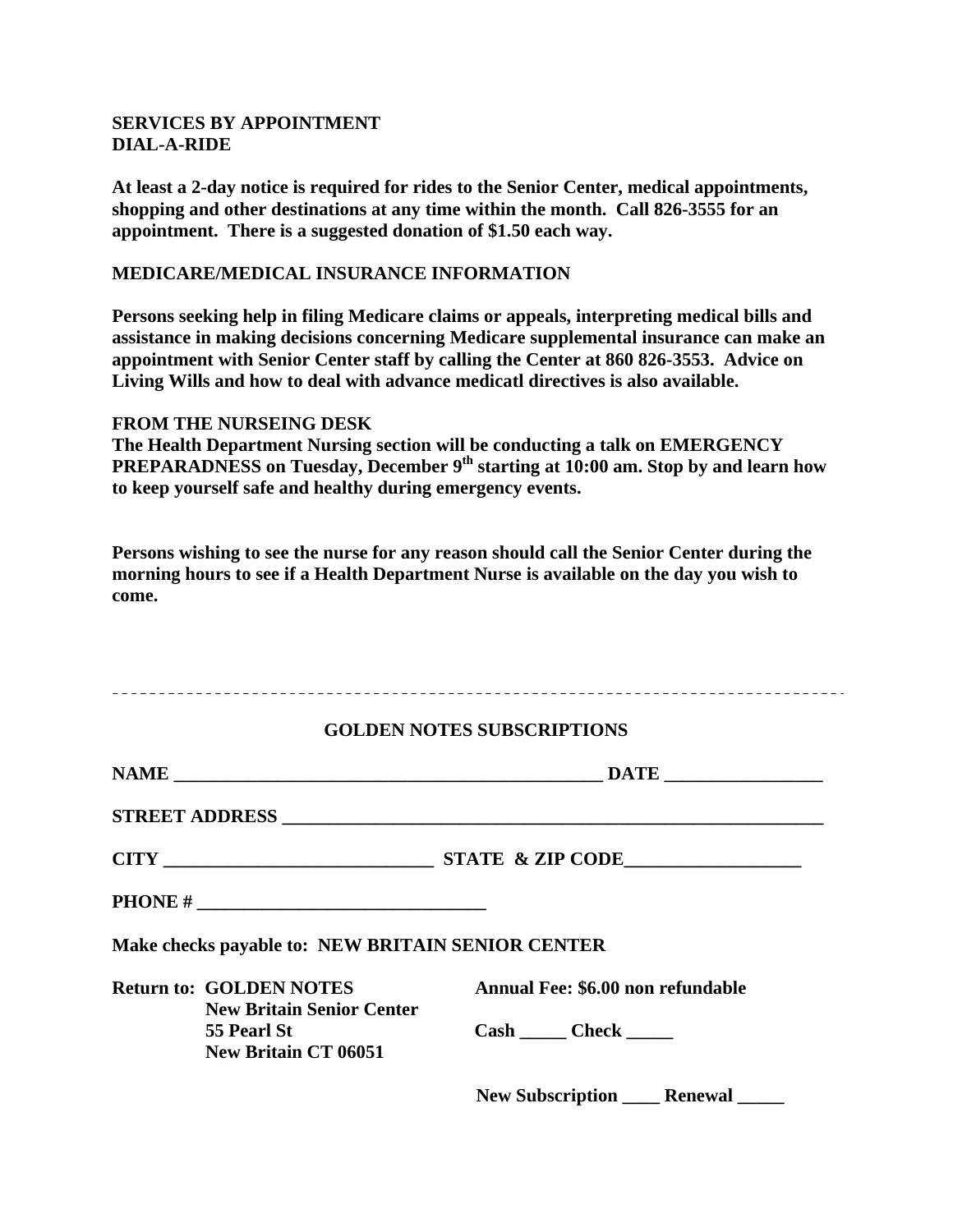**SERVICES BY APPOINTMENT**
**DIAL-A-RIDE**

**At least a 2-day notice is required for rides to the Senior Center, medical appointments, shopping and other destinations at any time within the month. Call 826-3555 for an appointment. There is a suggested donation of $1.50 each way.**

**MEDICARE/MEDICAL INSURANCE INFORMATION**

**Persons seeking help in filing Medicare claims or appeals, interpreting medical bills and assistance in making decisions concerning Medicare supplemental insurance can make an appointment with Senior Center staff by calling the Center at 860 826-3553. Advice on Living Wills and how to deal with advance medicatl directives is also available.**

**FROM THE NURSEING DESK**
**The Health Department Nursing section will be conducting a talk on EMERGENCY PREPARADNESS on Tuesday, December 9th starting at 10:00 am. Stop by and learn how to keep yourself safe and healthy during emergency events.**

**Persons wishing to see the nurse for any reason should call the Senior Center during the morning hours to see if a Health Department Nurse is available on the day you wish to come.**

---

**GOLDEN NOTES SUBSCRIPTIONS**

**NAME ______________________________________________ DATE ________________**

**STREET ADDRESS ________________________________________________________**

**CITY ____________________________ STATE & ZIP CODE__________________**

**PHONE # ______________________________**

**Make checks payable to: NEW BRITAIN SENIOR CENTER**

**Return to: GOLDEN NOTES**
**New Britain Senior Center**
**55 Pearl St**
**New Britain CT 06051**

**Annual Fee: $6.00 non refundable**

**Cash _____ Check _____**

**New Subscription ____ Renewal _____**